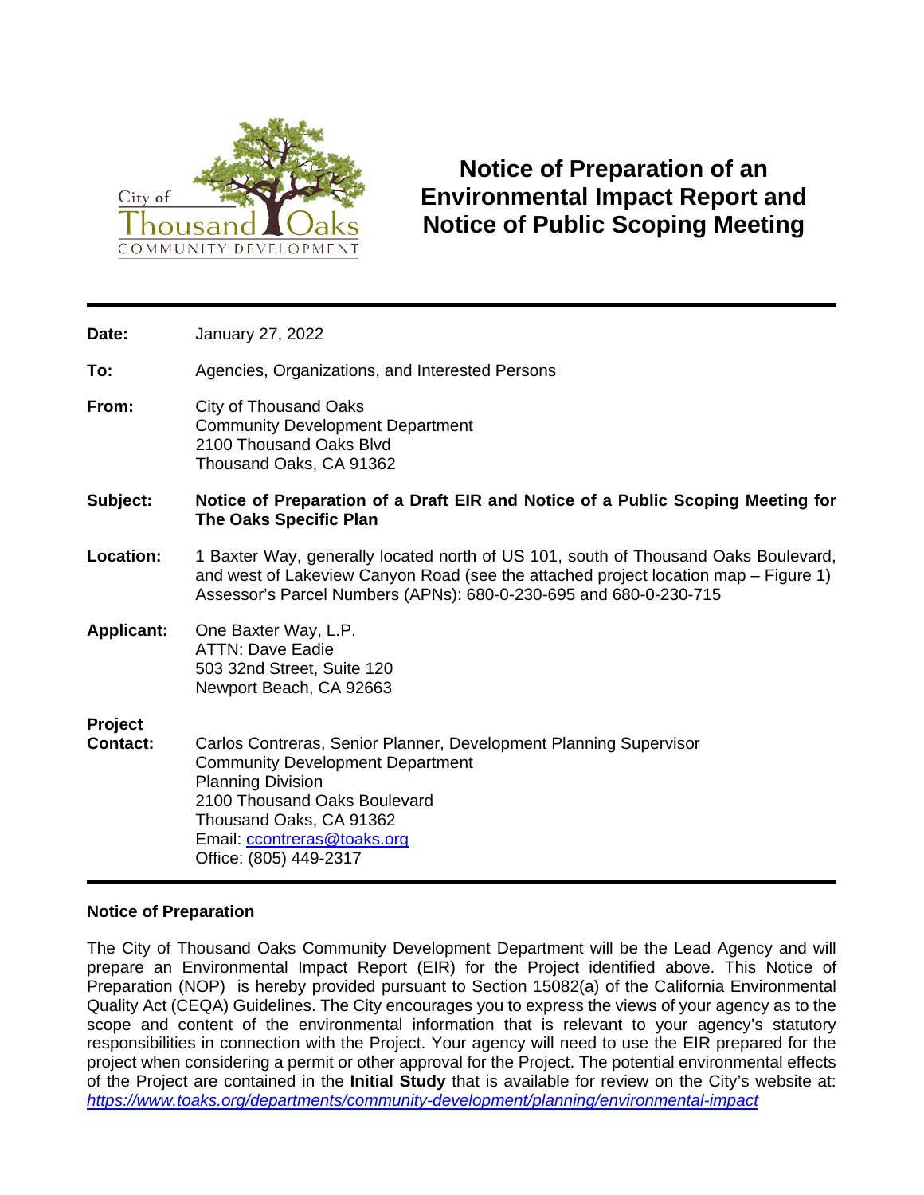City of Thousand Oaks COMMUNITY DEVELOPMENT

# Notice of Preparation of an Environmental Impact Report and Notice of Public Scoping Meeting

---

**Date:** January 27, 2022

**To:** Agencies, Organizations, and Interested Persons

**From:** City of Thousand Oaks
Community Development Department
2100 Thousand Oaks Blvd
Thousand Oaks, CA 91362

**Subject:** **Notice of Preparation of a Draft EIR and Notice of a Public Scoping Meeting for The Oaks Specific Plan**

**Location:** 1 Baxter Way, generally located north of US 101, south of Thousand Oaks Boulevard, and west of Lakeview Canyon Road (see the attached project location map – Figure 1) Assessor's Parcel Numbers (APNs): 680-0-230-695 and 680-0-230-715

**Applicant:** One Baxter Way, L.P.
ATTN: Dave Eadie
503 32nd Street, Suite 120
Newport Beach, CA 92663

**Project Contact:** Carlos Contreras, Senior Planner, Development Planning Supervisor
Community Development Department
Planning Division
2100 Thousand Oaks Boulevard
Thousand Oaks, CA 91362
Email: ccontreras@toaks.org
Office: (805) 449-2317

---

### Notice of Preparation

The City of Thousand Oaks Community Development Department will be the Lead Agency and will prepare an Environmental Impact Report (EIR) for the Project identified above. This Notice of Preparation (NOP) is hereby provided pursuant to Section 15082(a) of the California Environmental Quality Act (CEQA) Guidelines. The City encourages you to express the views of your agency as to the scope and content of the environmental information that is relevant to your agency's statutory responsibilities in connection with the Project. Your agency will need to use the EIR prepared for the project when considering a permit or other approval for the Project. The potential environmental effects of the Project are contained in the **Initial Study** that is available for review on the City's website at: *https://www.toaks.org/departments/community-development/planning/environmental-impact*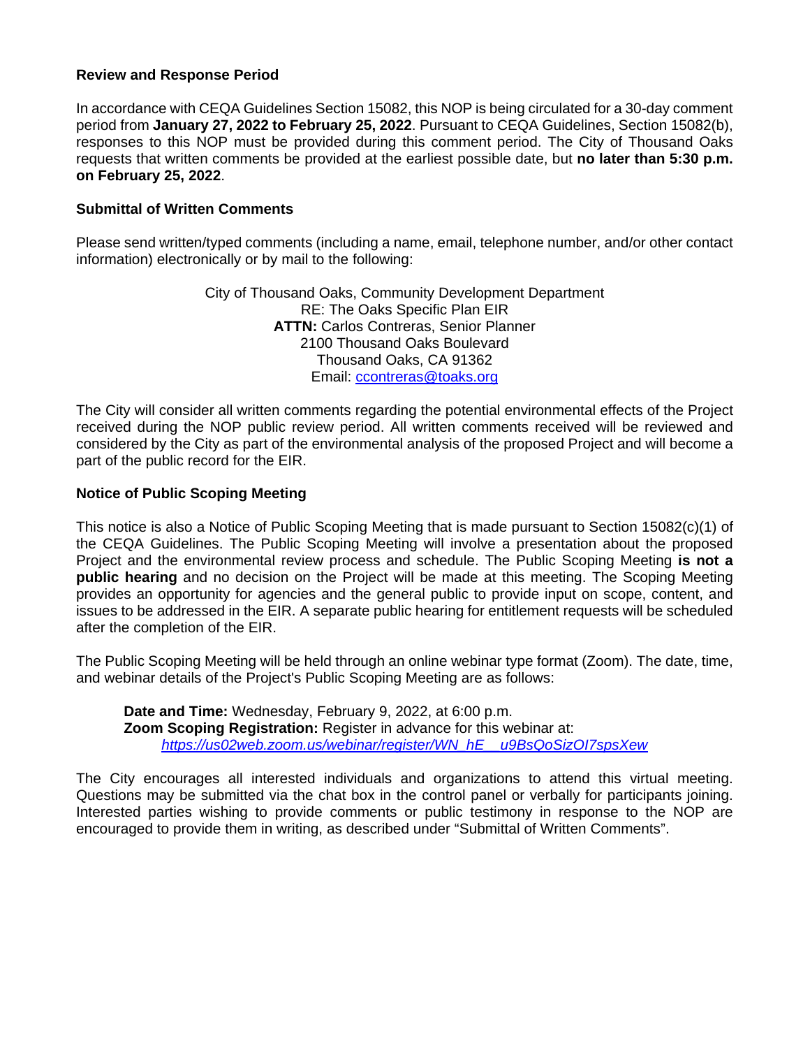### Review and Response Period

In accordance with CEQA Guidelines Section 15082, this NOP is being circulated for a 30-day comment period from **January 27, 2022 to February 25, 2022**. Pursuant to CEQA Guidelines, Section 15082(b), responses to this NOP must be provided during this comment period. The City of Thousand Oaks requests that written comments be provided at the earliest possible date, but **no later than 5:30 p.m. on February 25, 2022**.

### Submittal of Written Comments

Please send written/typed comments (including a name, email, telephone number, and/or other contact information) electronically or by mail to the following:

City of Thousand Oaks, Community Development Department
RE: The Oaks Specific Plan EIR
**ATTN:** Carlos Contreras, Senior Planner
2100 Thousand Oaks Boulevard
Thousand Oaks, CA 91362
Email: ccontreras@toaks.org

The City will consider all written comments regarding the potential environmental effects of the Project received during the NOP public review period. All written comments received will be reviewed and considered by the City as part of the environmental analysis of the proposed Project and will become a part of the public record for the EIR.

### Notice of Public Scoping Meeting

This notice is also a Notice of Public Scoping Meeting that is made pursuant to Section 15082(c)(1) of the CEQA Guidelines. The Public Scoping Meeting will involve a presentation about the proposed Project and the environmental review process and schedule. The Public Scoping Meeting **is not a public hearing** and no decision on the Project will be made at this meeting. The Scoping Meeting provides an opportunity for agencies and the general public to provide input on scope, content, and issues to be addressed in the EIR. A separate public hearing for entitlement requests will be scheduled after the completion of the EIR.

The Public Scoping Meeting will be held through an online webinar type format (Zoom). The date, time, and webinar details of the Project's Public Scoping Meeting are as follows:

**Date and Time:** Wednesday, February 9, 2022, at 6:00 p.m.
**Zoom Scoping Registration:** Register in advance for this webinar at:
*https://us02web.zoom.us/webinar/register/WN_hE__u9BsQoSizOI7spsXew*

The City encourages all interested individuals and organizations to attend this virtual meeting. Questions may be submitted via the chat box in the control panel or verbally for participants joining. Interested parties wishing to provide comments or public testimony in response to the NOP are encouraged to provide them in writing, as described under "Submittal of Written Comments".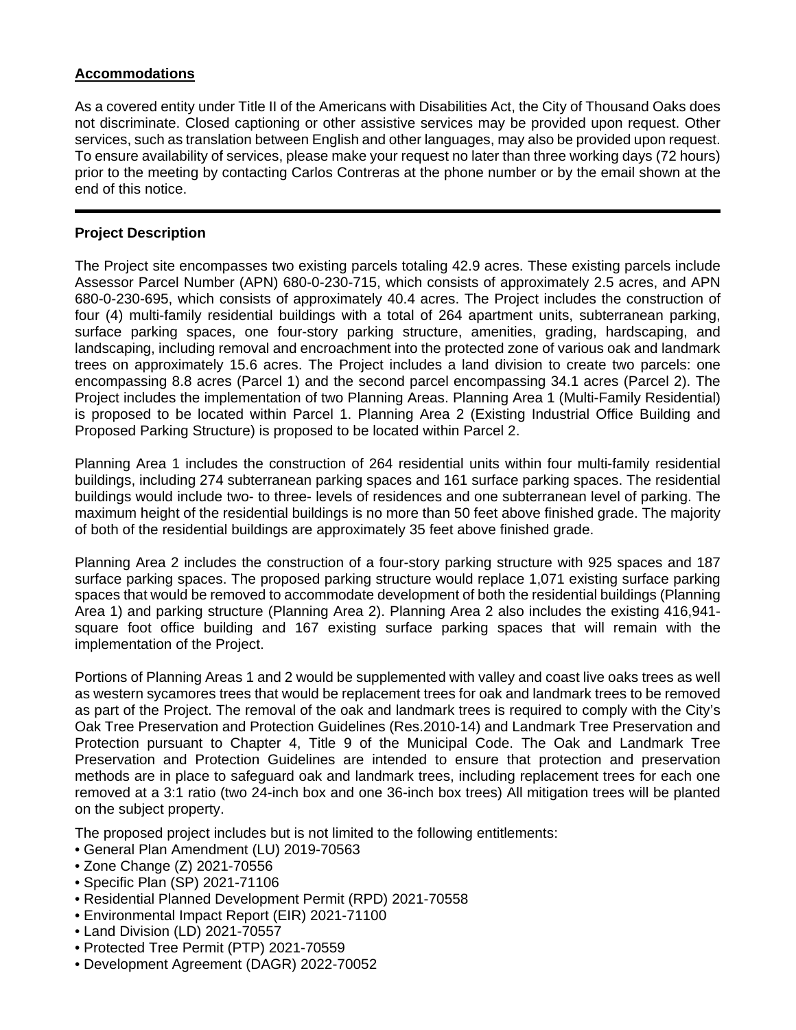## **Accommodations**

As a covered entity under Title II of the Americans with Disabilities Act, the City of Thousand Oaks does not discriminate. Closed captioning or other assistive services may be provided upon request. Other services, such as translation between English and other languages, may also be provided upon request. To ensure availability of services, please make your request no later than three working days (72 hours) prior to the meeting by contacting Carlos Contreras at the phone number or by the email shown at the end of this notice.

---

## Project Description

The Project site encompasses two existing parcels totaling 42.9 acres. These existing parcels include Assessor Parcel Number (APN) 680-0-230-715, which consists of approximately 2.5 acres, and APN 680-0-230-695, which consists of approximately 40.4 acres. The Project includes the construction of four (4) multi-family residential buildings with a total of 264 apartment units, subterranean parking, surface parking spaces, one four-story parking structure, amenities, grading, hardscaping, and landscaping, including removal and encroachment into the protected zone of various oak and landmark trees on approximately 15.6 acres. The Project includes a land division to create two parcels: one encompassing 8.8 acres (Parcel 1) and the second parcel encompassing 34.1 acres (Parcel 2). The Project includes the implementation of two Planning Areas. Planning Area 1 (Multi-Family Residential) is proposed to be located within Parcel 1. Planning Area 2 (Existing Industrial Office Building and Proposed Parking Structure) is proposed to be located within Parcel 2.

Planning Area 1 includes the construction of 264 residential units within four multi-family residential buildings, including 274 subterranean parking spaces and 161 surface parking spaces. The residential buildings would include two- to three- levels of residences and one subterranean level of parking. The maximum height of the residential buildings is no more than 50 feet above finished grade. The majority of both of the residential buildings are approximately 35 feet above finished grade.

Planning Area 2 includes the construction of a four-story parking structure with 925 spaces and 187 surface parking spaces. The proposed parking structure would replace 1,071 existing surface parking spaces that would be removed to accommodate development of both the residential buildings (Planning Area 1) and parking structure (Planning Area 2). Planning Area 2 also includes the existing 416,941-square foot office building and 167 existing surface parking spaces that will remain with the implementation of the Project.

Portions of Planning Areas 1 and 2 would be supplemented with valley and coast live oaks trees as well as western sycamores trees that would be replacement trees for oak and landmark trees to be removed as part of the Project. The removal of the oak and landmark trees is required to comply with the City's Oak Tree Preservation and Protection Guidelines (Res.2010-14) and Landmark Tree Preservation and Protection pursuant to Chapter 4, Title 9 of the Municipal Code. The Oak and Landmark Tree Preservation and Protection Guidelines are intended to ensure that protection and preservation methods are in place to safeguard oak and landmark trees, including replacement trees for each one removed at a 3:1 ratio (two 24-inch box and one 36-inch box trees) All mitigation trees will be planted on the subject property.

The proposed project includes but is not limited to the following entitlements:

- General Plan Amendment (LU) 2019-70563
- Zone Change (Z) 2021-70556
- Specific Plan (SP) 2021-71106
- Residential Planned Development Permit (RPD) 2021-70558
- Environmental Impact Report (EIR) 2021-71100
- Land Division (LD) 2021-70557
- Protected Tree Permit (PTP) 2021-70559
- Development Agreement (DAGR) 2022-70052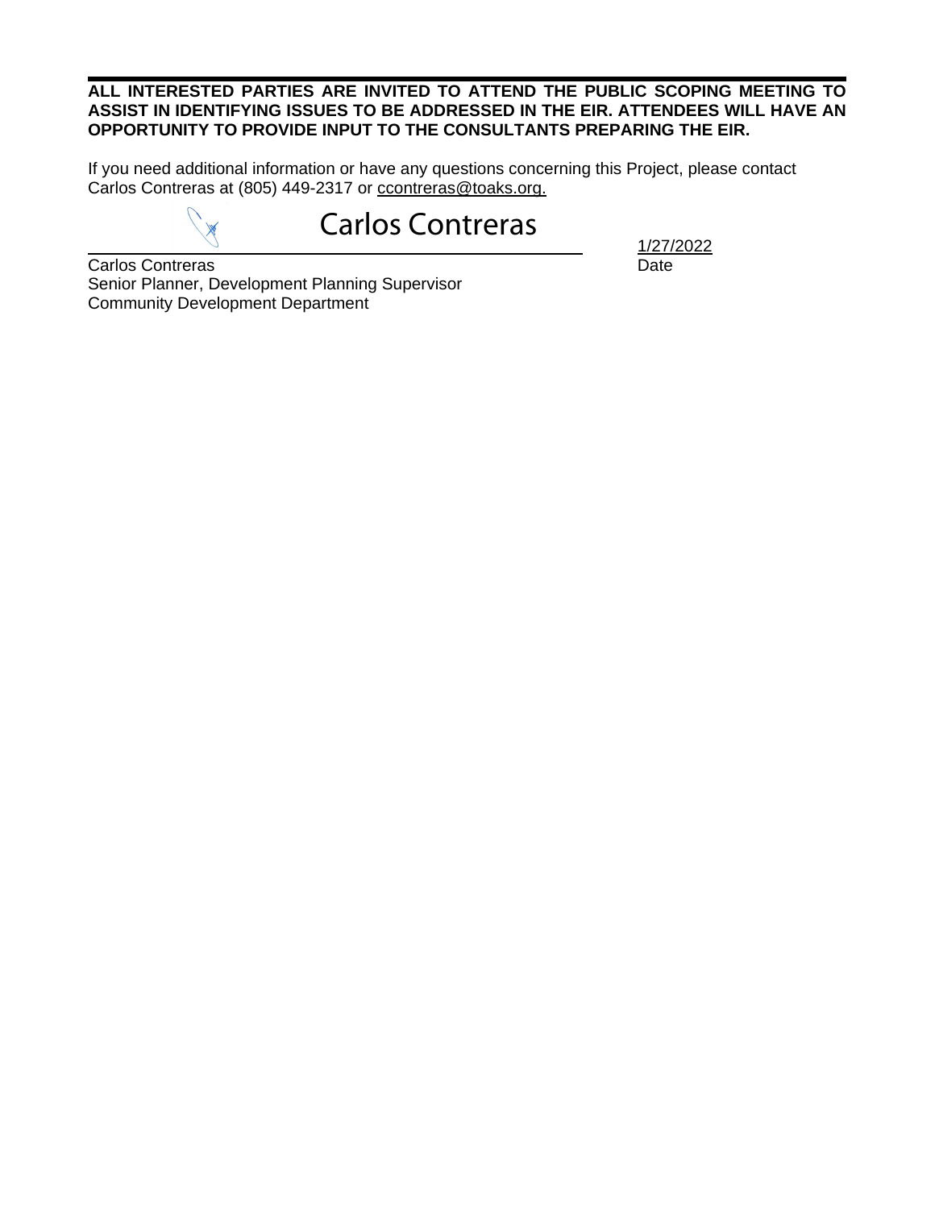**ALL INTERESTED PARTIES ARE INVITED TO ATTEND THE PUBLIC SCOPING MEETING TO ASSIST IN IDENTIFYING ISSUES TO BE ADDRESSED IN THE EIR. ATTENDEES WILL HAVE AN OPPORTUNITY TO PROVIDE INPUT TO THE CONSULTANTS PREPARING THE EIR.**

If you need additional information or have any questions concerning this Project, please contact Carlos Contreras at (805) 449-2317 or ccontreras@toaks.org.

Carlos Contreras

1/27/2022
Date

Carlos Contreras
Senior Planner, Development Planning Supervisor
Community Development Department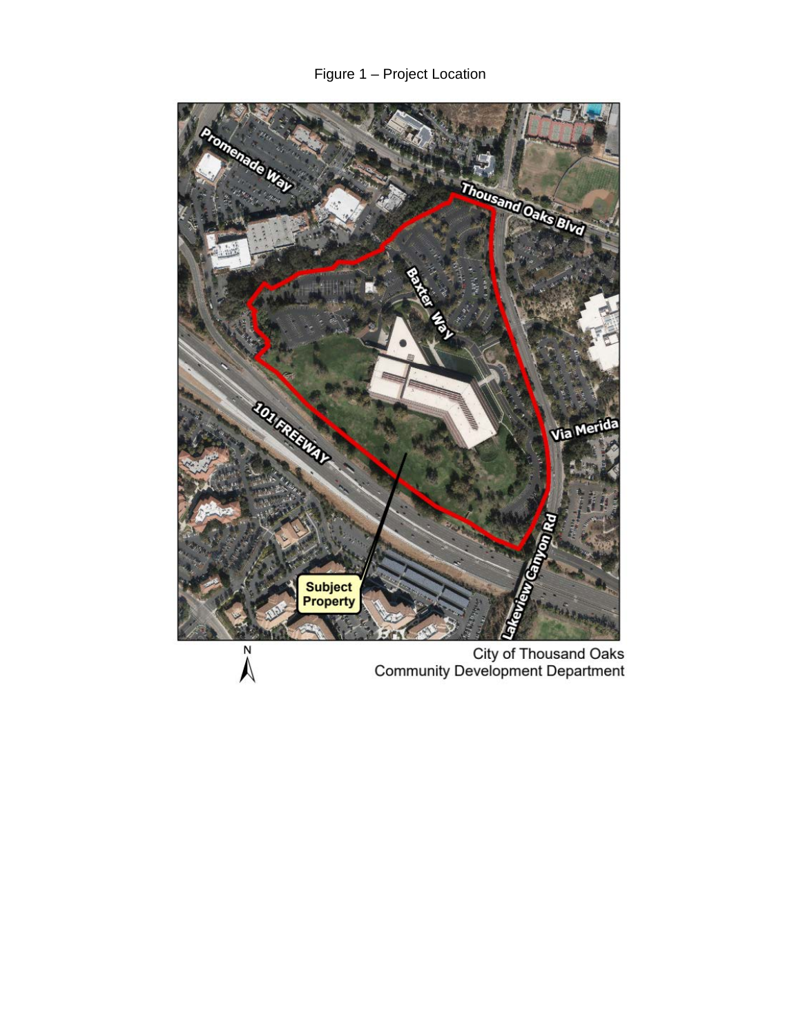Figure 1 – Project Location

Promenade Way

Thousand Oaks Blvd

Baxter Way

101 FREEWAY

Via Merida

Lakeview Canyon Rd

Subject Property

N

City of Thousand Oaks
Community Development Department